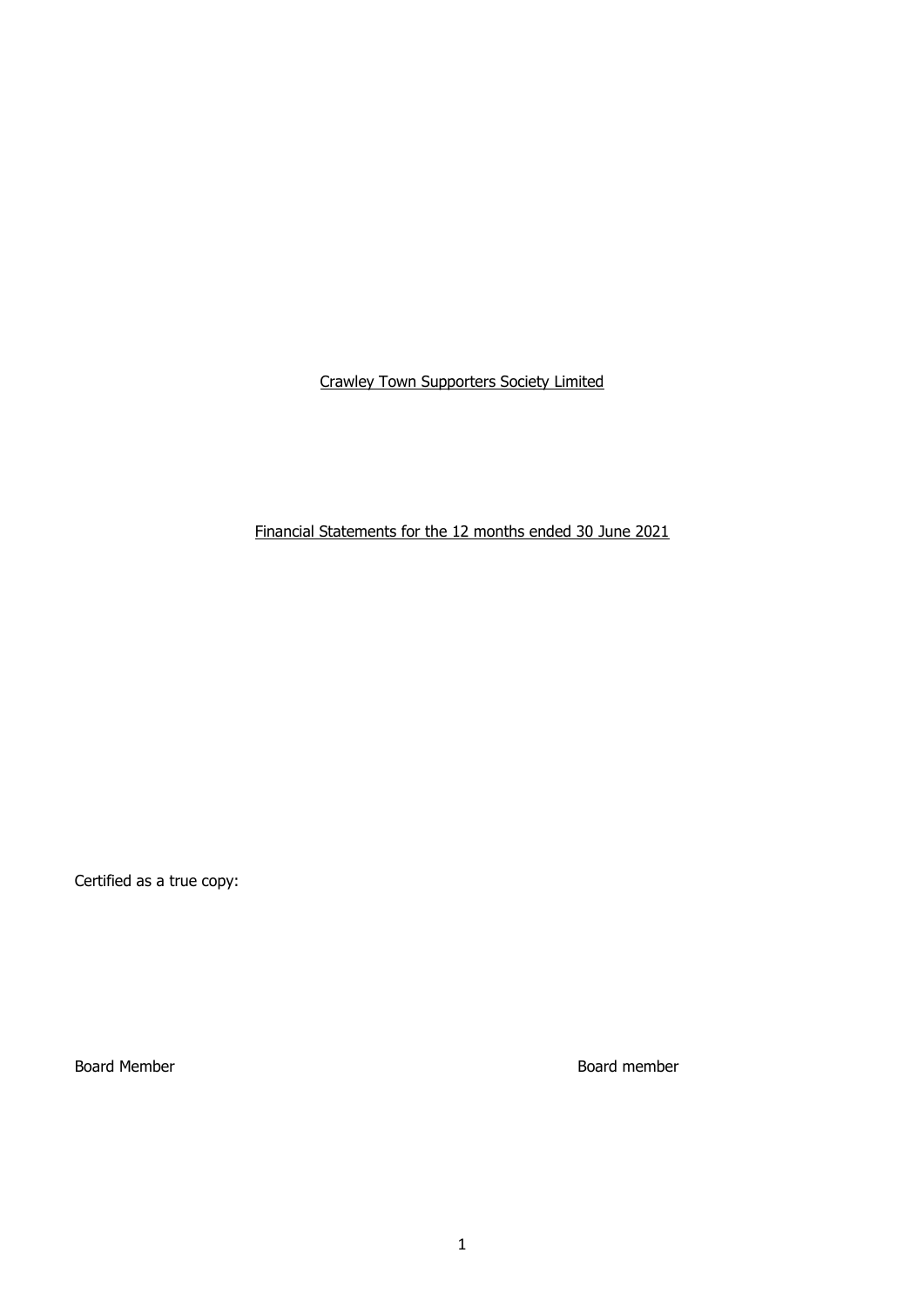Crawley Town Supporters Society Limited

Financial Statements for the 12 months ended 30 June 2021

Certified as a true copy:

Board Member

Board member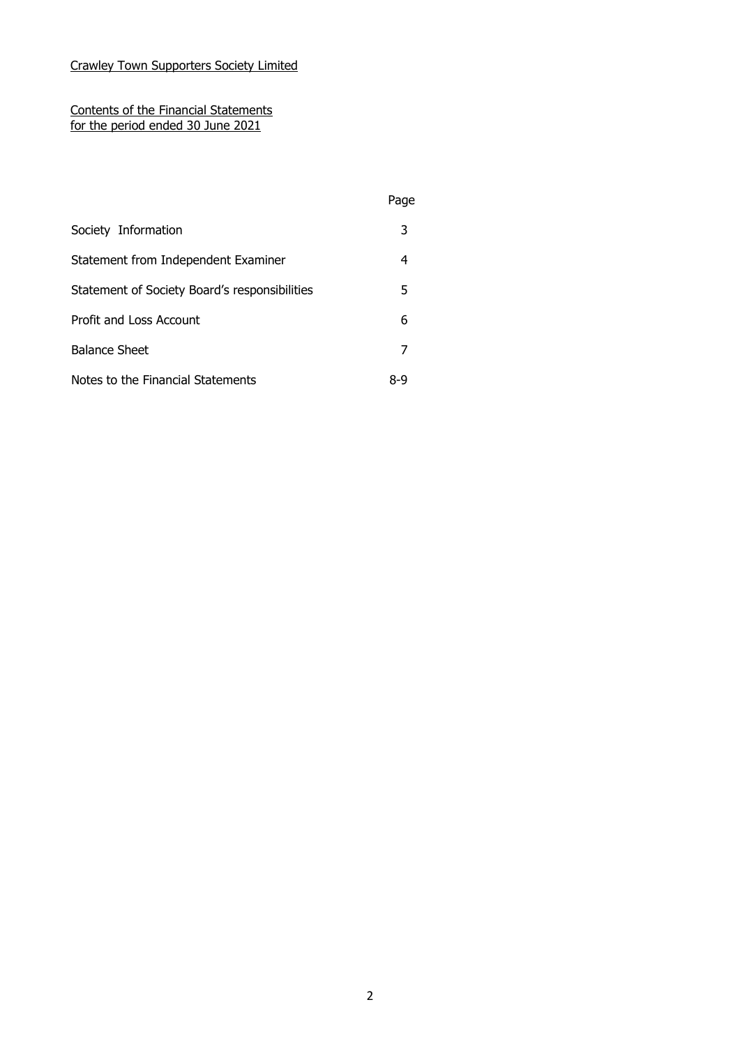Crawley Town Supporters Society Limited

Contents of the Financial Statements
for the period ended 30 June 2021

| | Page |
|---|---|
| Society Information | 3 |
| Statement from Independent Examiner | 4 |
| Statement of Society Board's responsibilities | 5 |
| Profit and Loss Account | 6 |
| Balance Sheet | 7 |
| Notes to the Financial Statements | 8-9 |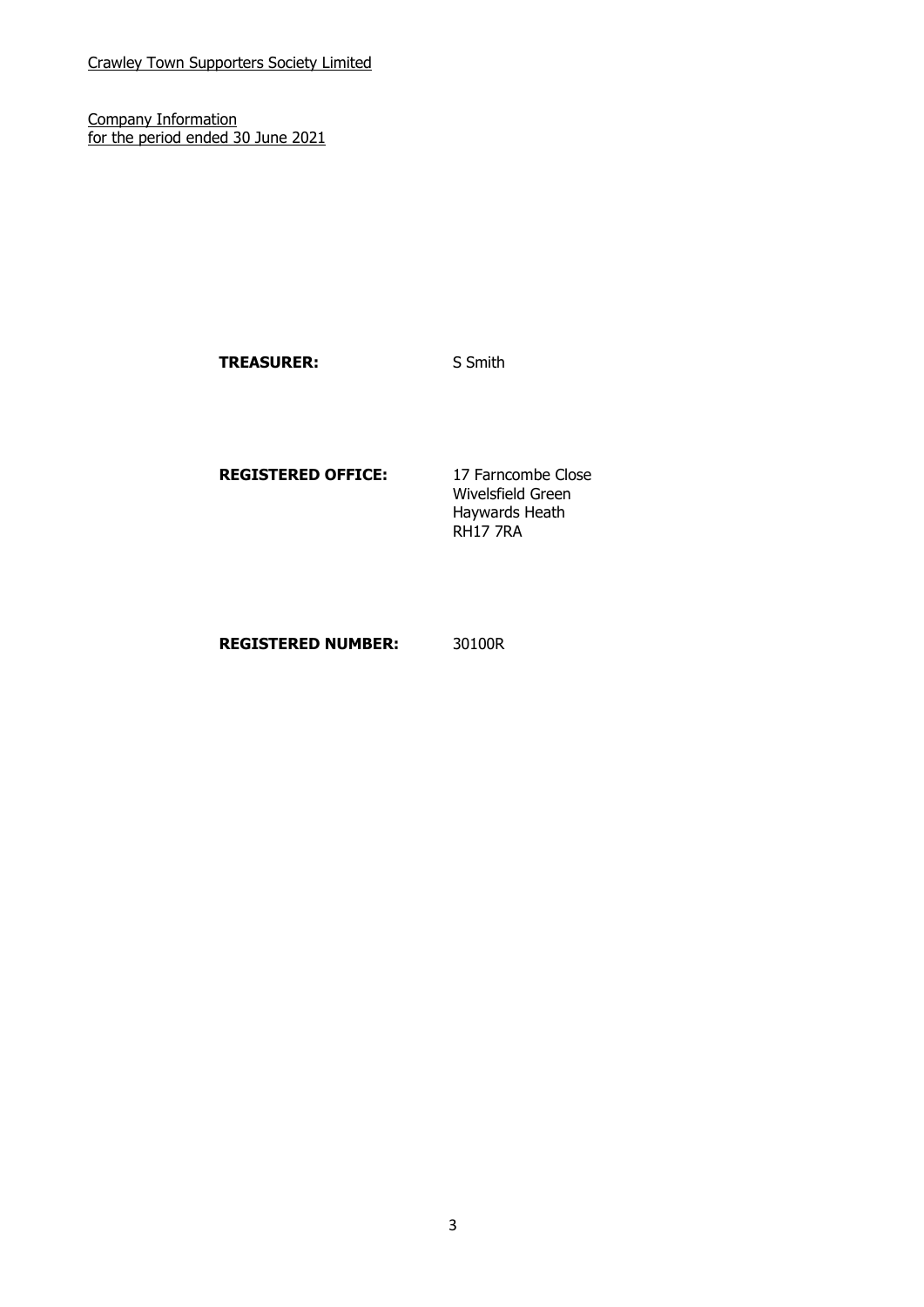Crawley Town Supporters Society Limited

Company Information
for the period ended 30 June 2021

**TREASURER:** S Smith

**REGISTERED OFFICE:** 17 Farncombe Close
Wivelsfield Green
Haywards Heath
RH17 7RA

**REGISTERED NUMBER:** 30100R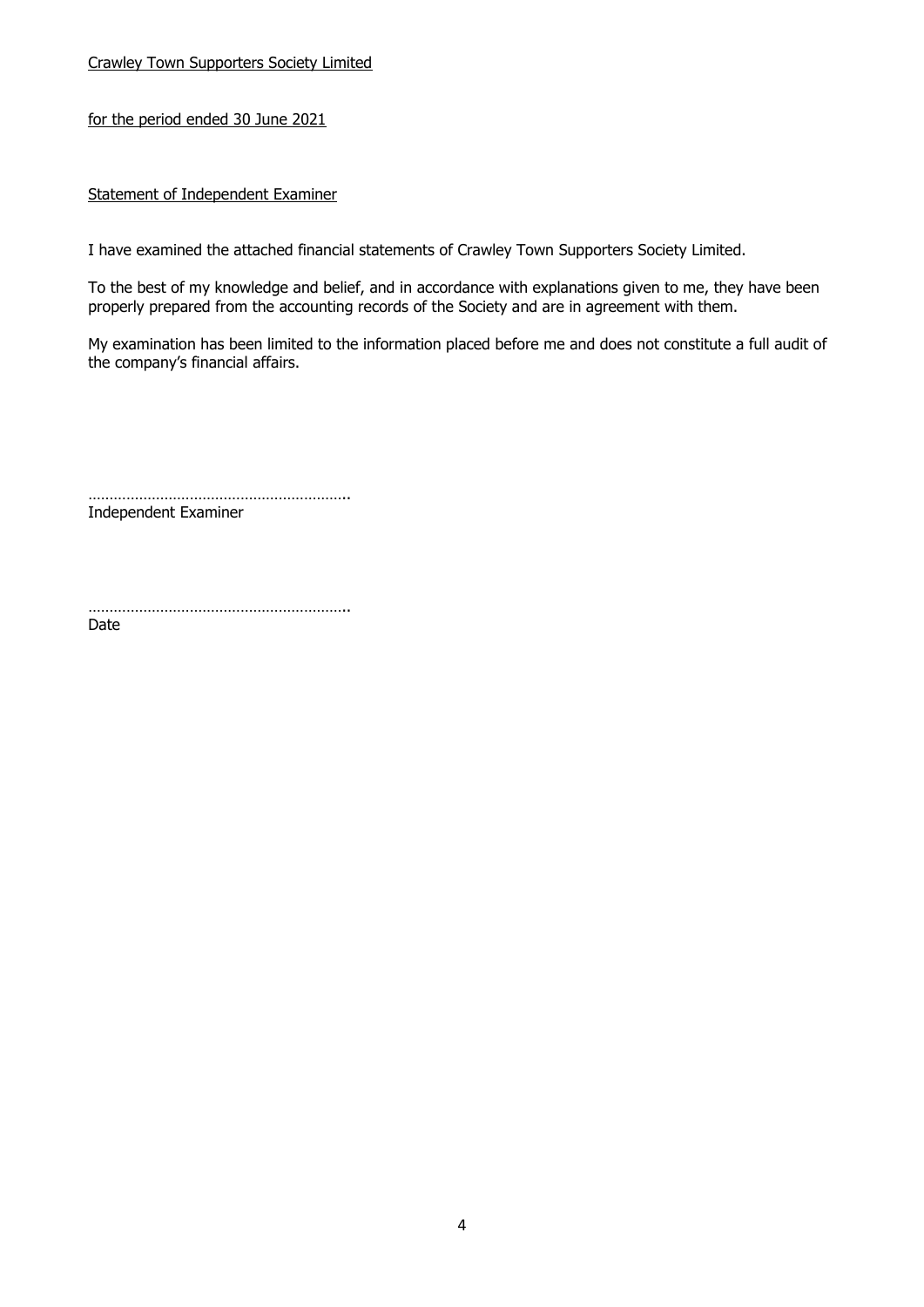Crawley Town Supporters Society Limited

for the period ended 30 June 2021

## Statement of Independent Examiner

I have examined the attached financial statements of Crawley Town Supporters Society Limited.

To the best of my knowledge and belief, and in accordance with explanations given to me, they have been properly prepared from the accounting records of the Society and are in agreement with them.

My examination has been limited to the information placed before me and does not constitute a full audit of the company's financial affairs.

……………………………………………………..
Independent Examiner

……………………………………………………..
Date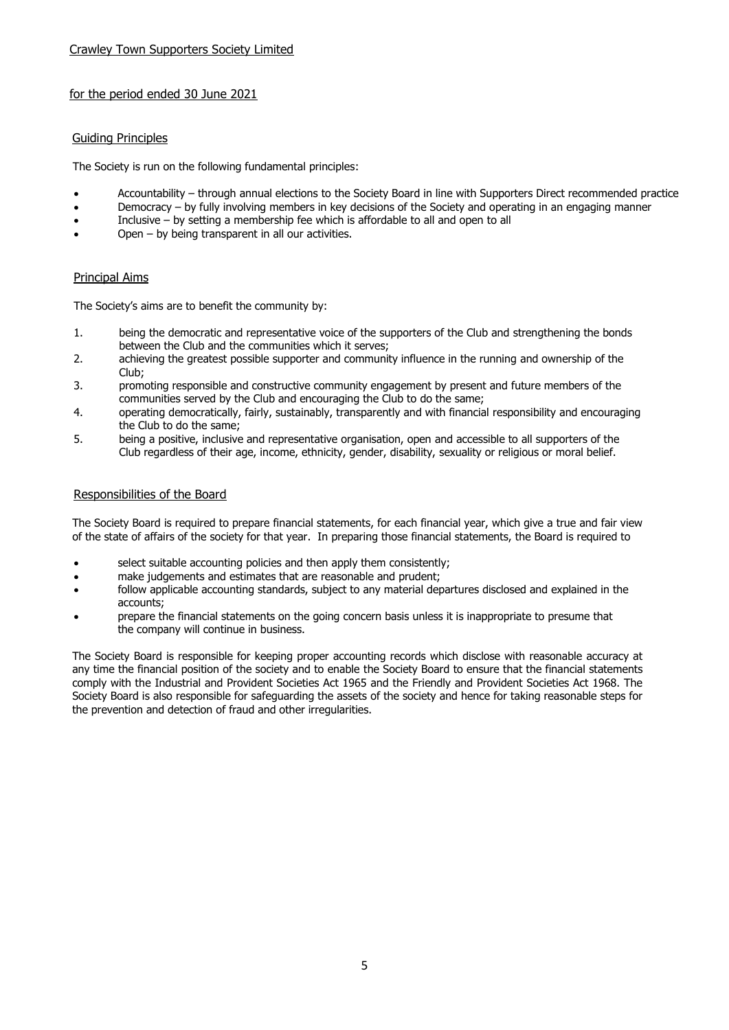Crawley Town Supporters Society Limited

for the period ended 30 June 2021

## Guiding Principles

The Society is run on the following fundamental principles:

- Accountability – through annual elections to the Society Board in line with Supporters Direct recommended practice
- Democracy – by fully involving members in key decisions of the Society and operating in an engaging manner
- Inclusive – by setting a membership fee which is affordable to all and open to all
- Open – by being transparent in all our activities.

## Principal Aims

The Society's aims are to benefit the community by:

1. being the democratic and representative voice of the supporters of the Club and strengthening the bonds between the Club and the communities which it serves;
2. achieving the greatest possible supporter and community influence in the running and ownership of the Club;
3. promoting responsible and constructive community engagement by present and future members of the communities served by the Club and encouraging the Club to do the same;
4. operating democratically, fairly, sustainably, transparently and with financial responsibility and encouraging the Club to do the same;
5. being a positive, inclusive and representative organisation, open and accessible to all supporters of the Club regardless of their age, income, ethnicity, gender, disability, sexuality or religious or moral belief.

## Responsibilities of the Board

The Society Board is required to prepare financial statements, for each financial year, which give a true and fair view of the state of affairs of the society for that year. In preparing those financial statements, the Board is required to

- select suitable accounting policies and then apply them consistently;
- make judgements and estimates that are reasonable and prudent;
- follow applicable accounting standards, subject to any material departures disclosed and explained in the accounts;
- prepare the financial statements on the going concern basis unless it is inappropriate to presume that the company will continue in business.

The Society Board is responsible for keeping proper accounting records which disclose with reasonable accuracy at any time the financial position of the society and to enable the Society Board to ensure that the financial statements comply with the Industrial and Provident Societies Act 1965 and the Friendly and Provident Societies Act 1968. The Society Board is also responsible for safeguarding the assets of the society and hence for taking reasonable steps for the prevention and detection of fraud and other irregularities.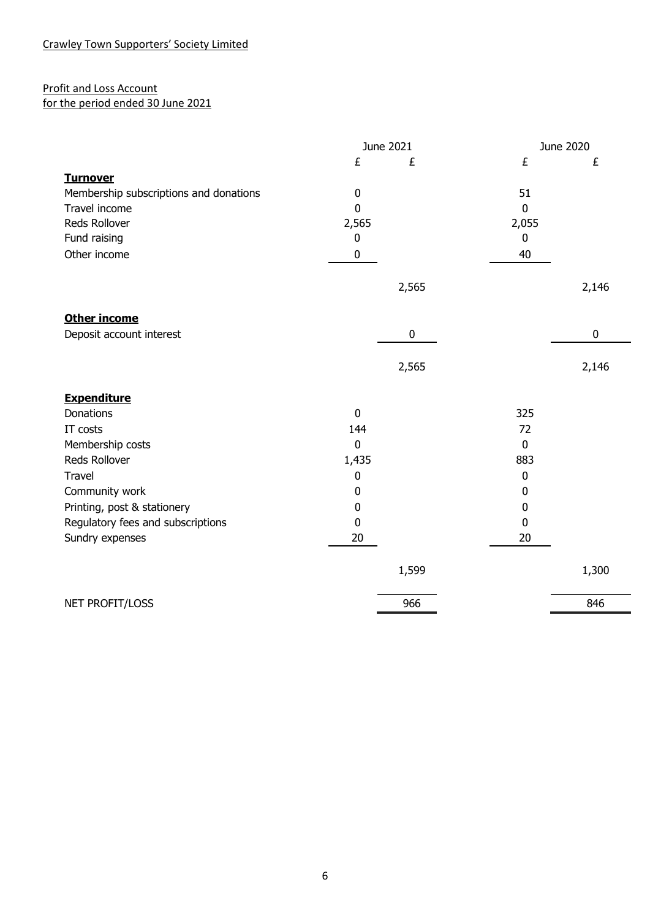Crawley Town Supporters' Society Limited

Profit and Loss Account
for the period ended 30 June 2021

| | June 2021 | | June 2020 | |
|---|---|---|---|---|
| | £ | £ | £ | £ |
| **Turnover** | | | | |
| Membership subscriptions and donations | 0 | | 51 | |
| Travel income | 0 | | 0 | |
| Reds Rollover | 2,565 | | 2,055 | |
| Fund raising | 0 | | 0 | |
| Other income | 0 | | 40 | |
| | | 2,565 | | 2,146 |
| **Other income** | | | | |
| Deposit account interest | | 0 | | 0 |
| | | 2,565 | | 2,146 |
| **Expenditure** | | | | |
| Donations | 0 | | 325 | |
| IT costs | 144 | | 72 | |
| Membership costs | 0 | | 0 | |
| Reds Rollover | 1,435 | | 883 | |
| Travel | 0 | | 0 | |
| Community work | 0 | | 0 | |
| Printing, post & stationery | 0 | | 0 | |
| Regulatory fees and subscriptions | 0 | | 0 | |
| Sundry expenses | 20 | | 20 | |
| | | 1,599 | | 1,300 |
| NET PROFIT/LOSS | | 966 | | 846 |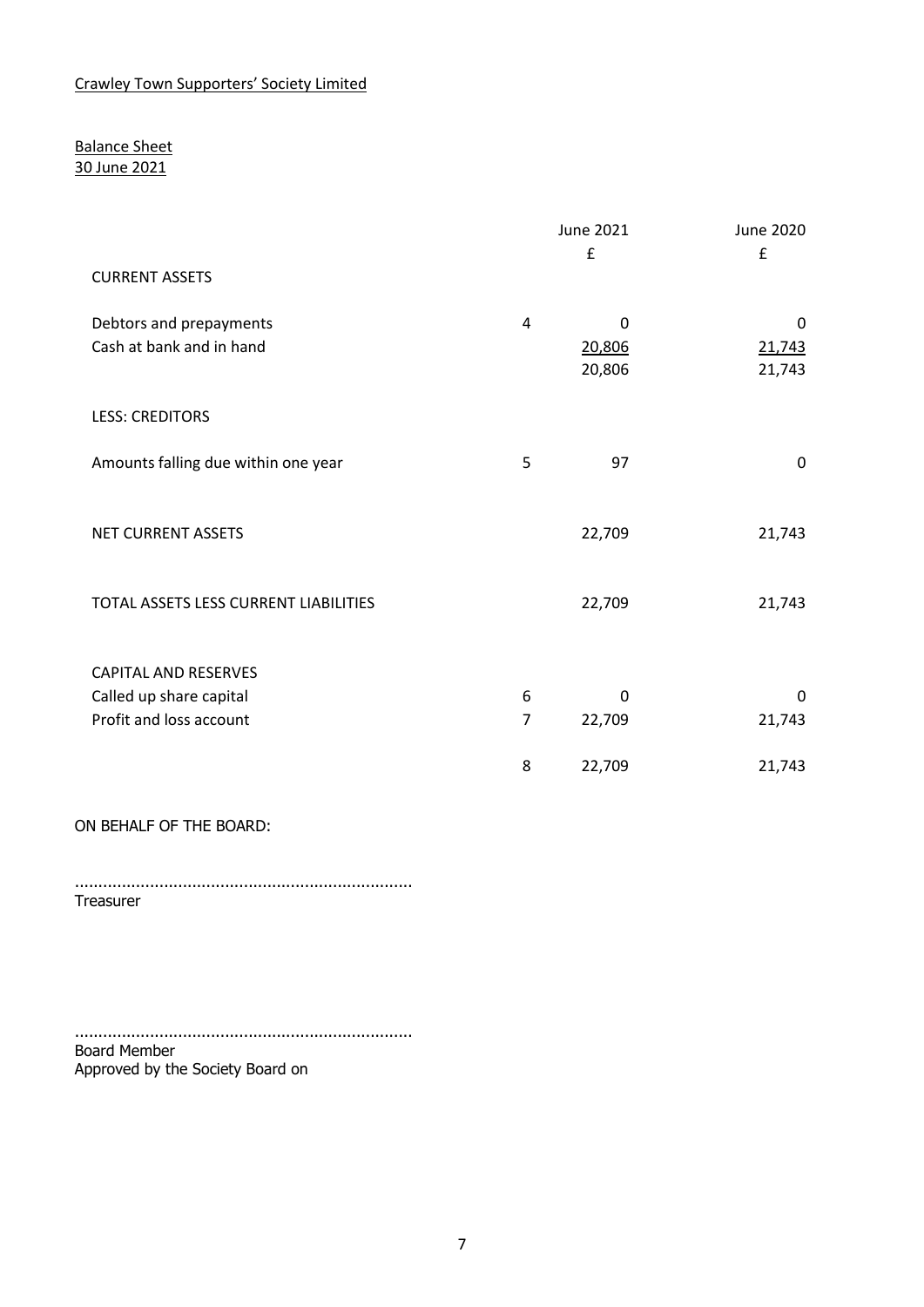Crawley Town Supporters' Society Limited

Balance Sheet
30 June 2021

| | | June 2021 | June 2020 |
|---|---|---|---|
| | | £ | £ |
| CURRENT ASSETS | | | |
| Debtors and prepayments | 4 | 0 | 0 |
| Cash at bank and in hand | | 20,806 | 21,743 |
| | | 20,806 | 21,743 |
| LESS: CREDITORS | | | |
| Amounts falling due within one year | 5 | 97 | 0 |
| NET CURRENT ASSETS | | 22,709 | 21,743 |
| TOTAL ASSETS LESS CURRENT LIABILITIES | | 22,709 | 21,743 |
| CAPITAL AND RESERVES | | | |
| Called up share capital | 6 | 0 | 0 |
| Profit and loss account | 7 | 22,709 | 21,743 |
| | 8 | 22,709 | 21,743 |

ON BEHALF OF THE BOARD:

.......................................................................
Treasurer

.......................................................................
Board Member
Approved by the Society Board on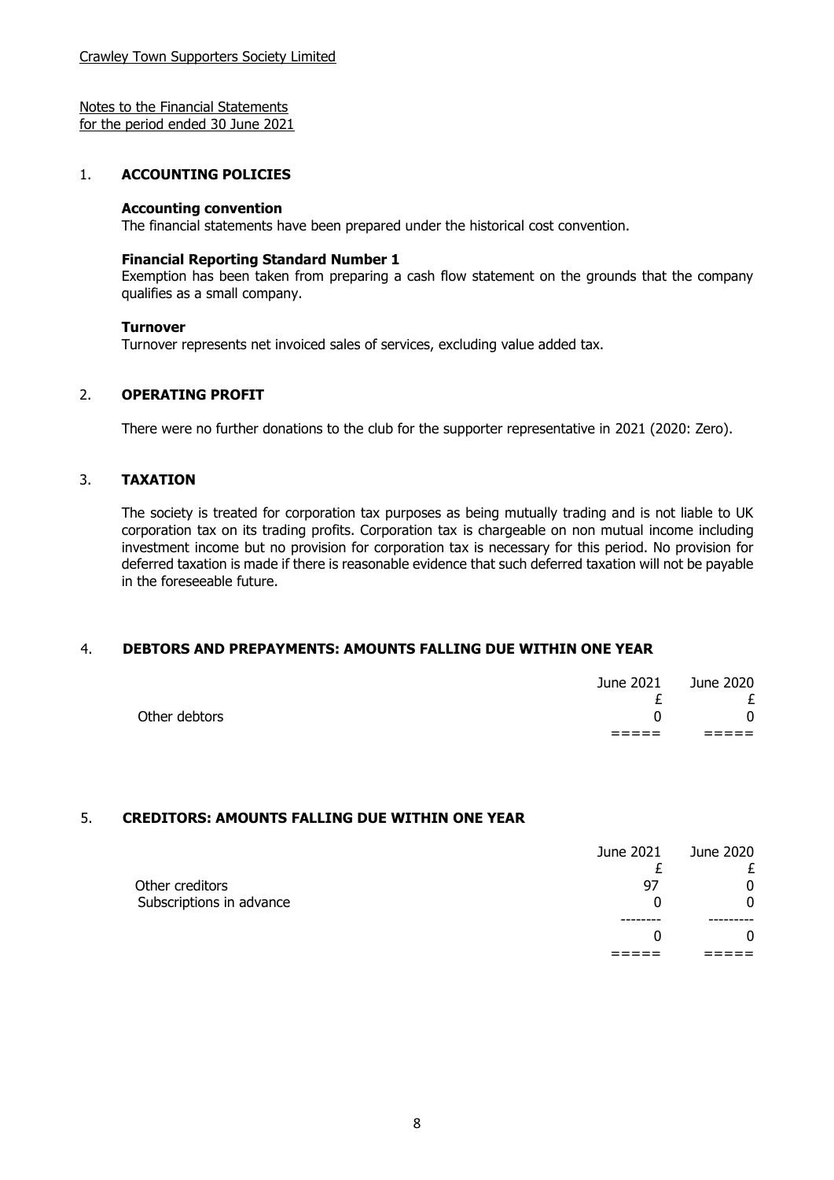Crawley Town Supporters Society Limited

Notes to the Financial Statements
for the period ended 30 June 2021

## 1. ACCOUNTING POLICIES

**Accounting convention**
The financial statements have been prepared under the historical cost convention.

**Financial Reporting Standard Number 1**
Exemption has been taken from preparing a cash flow statement on the grounds that the company qualifies as a small company.

**Turnover**
Turnover represents net invoiced sales of services, excluding value added tax.

## 2. OPERATING PROFIT

There were no further donations to the club for the supporter representative in 2021 (2020: Zero).

## 3. TAXATION

The society is treated for corporation tax purposes as being mutually trading and is not liable to UK corporation tax on its trading profits. Corporation tax is chargeable on non mutual income including investment income but no provision for corporation tax is necessary for this period. No provision for deferred taxation is made if there is reasonable evidence that such deferred taxation will not be payable in the foreseeable future.

## 4. DEBTORS AND PREPAYMENTS: AMOUNTS FALLING DUE WITHIN ONE YEAR

| | June 2021 | June 2020 |
|---|---|---|
| | £ | £ |
| Other debtors | 0 | 0 |

## 5. CREDITORS: AMOUNTS FALLING DUE WITHIN ONE YEAR

| | June 2021 | June 2020 |
|---|---|---|
| | £ | £ |
| Other creditors | 97 | 0 |
| Subscriptions in advance | 0 | 0 |
| | 0 | 0 |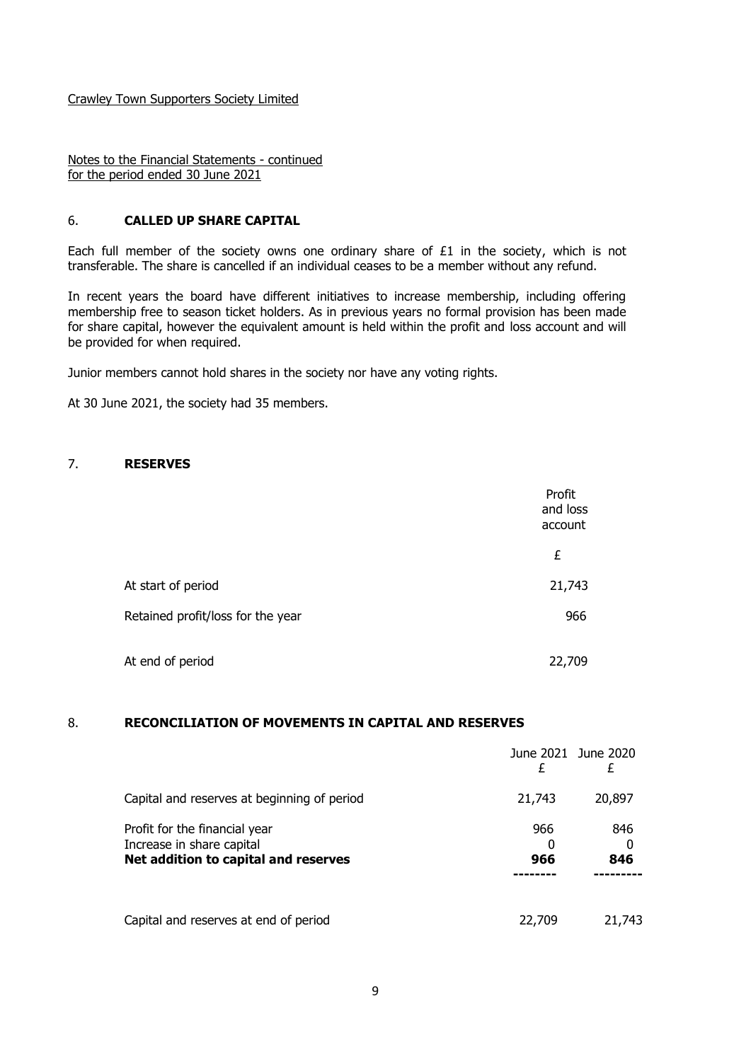Crawley Town Supporters Society Limited

Notes to the Financial Statements - continued
for the period ended 30 June 2021

## 6. CALLED UP SHARE CAPITAL

Each full member of the society owns one ordinary share of £1 in the society, which is not transferable. The share is cancelled if an individual ceases to be a member without any refund.

In recent years the board have different initiatives to increase membership, including offering membership free to season ticket holders. As in previous years no formal provision has been made for share capital, however the equivalent amount is held within the profit and loss account and will be provided for when required.

Junior members cannot hold shares in the society nor have any voting rights.

At 30 June 2021, the society had 35 members.

## 7. RESERVES

| | Profit and loss account |
|---|---|
| | £ |
| At start of period | 21,743 |
| Retained profit/loss for the year | 966 |
| At end of period | 22,709 |

## 8. RECONCILIATION OF MOVEMENTS IN CAPITAL AND RESERVES

| | June 2021 £ | June 2020 £ |
|---|---|---|
| Capital and reserves at beginning of period | 21,743 | 20,897 |
| Profit for the financial year | 966 | 846 |
| Increase in share capital | 0 | 0 |
| **Net addition to capital and reserves** | **966** | **846** |
| Capital and reserves at end of period | 22,709 | 21,743 |